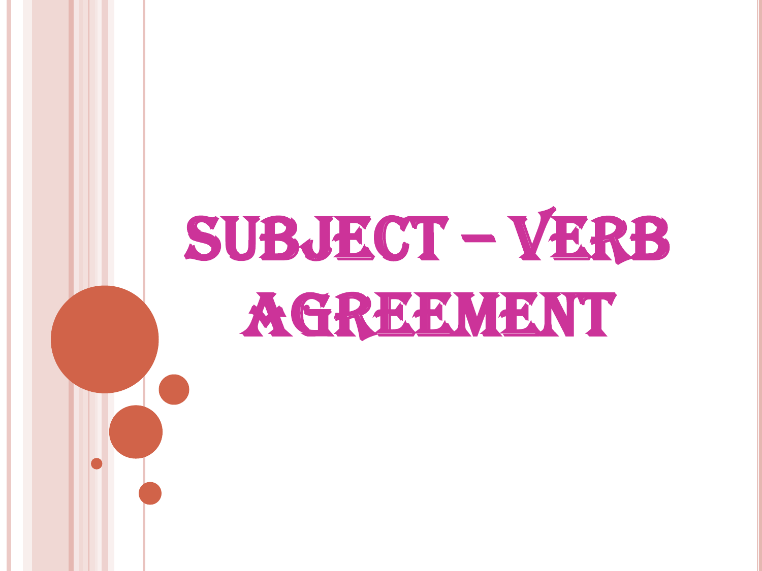# Subject – Verb Agreement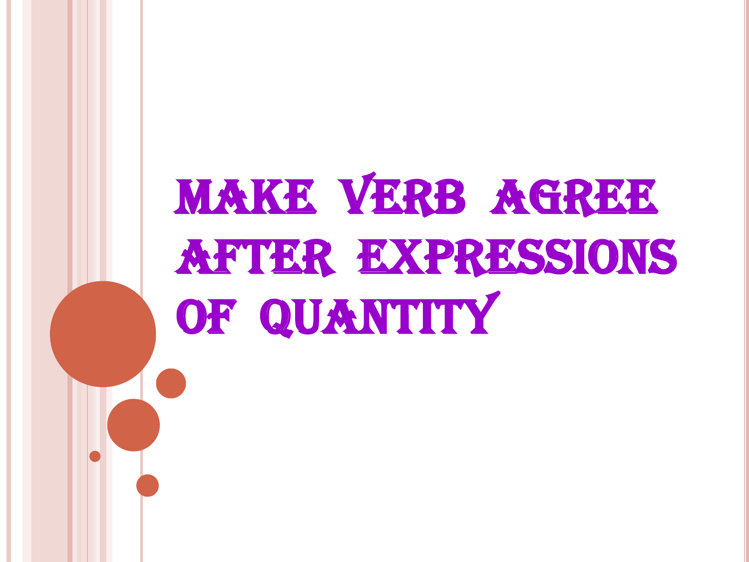# Make Verb Agree after Expressions of Quantity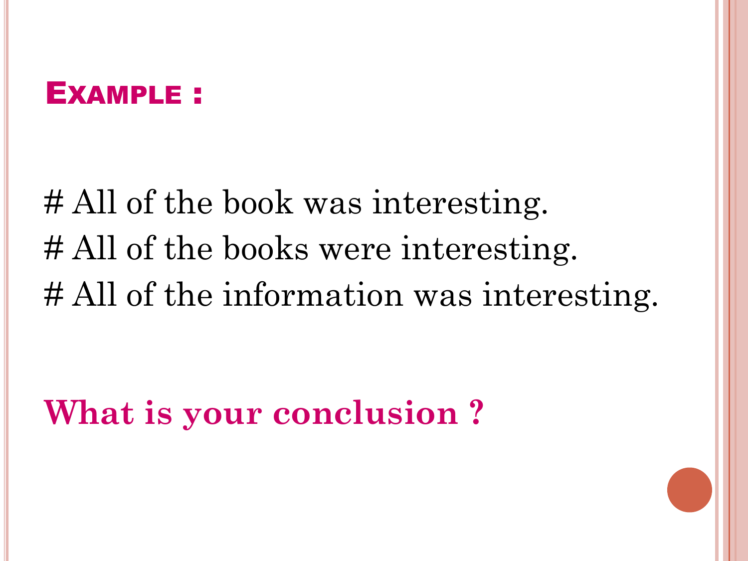## Example :

# All of the book was interesting.
# All of the books were interesting.
# All of the information was interesting.

**What is your conclusion ?**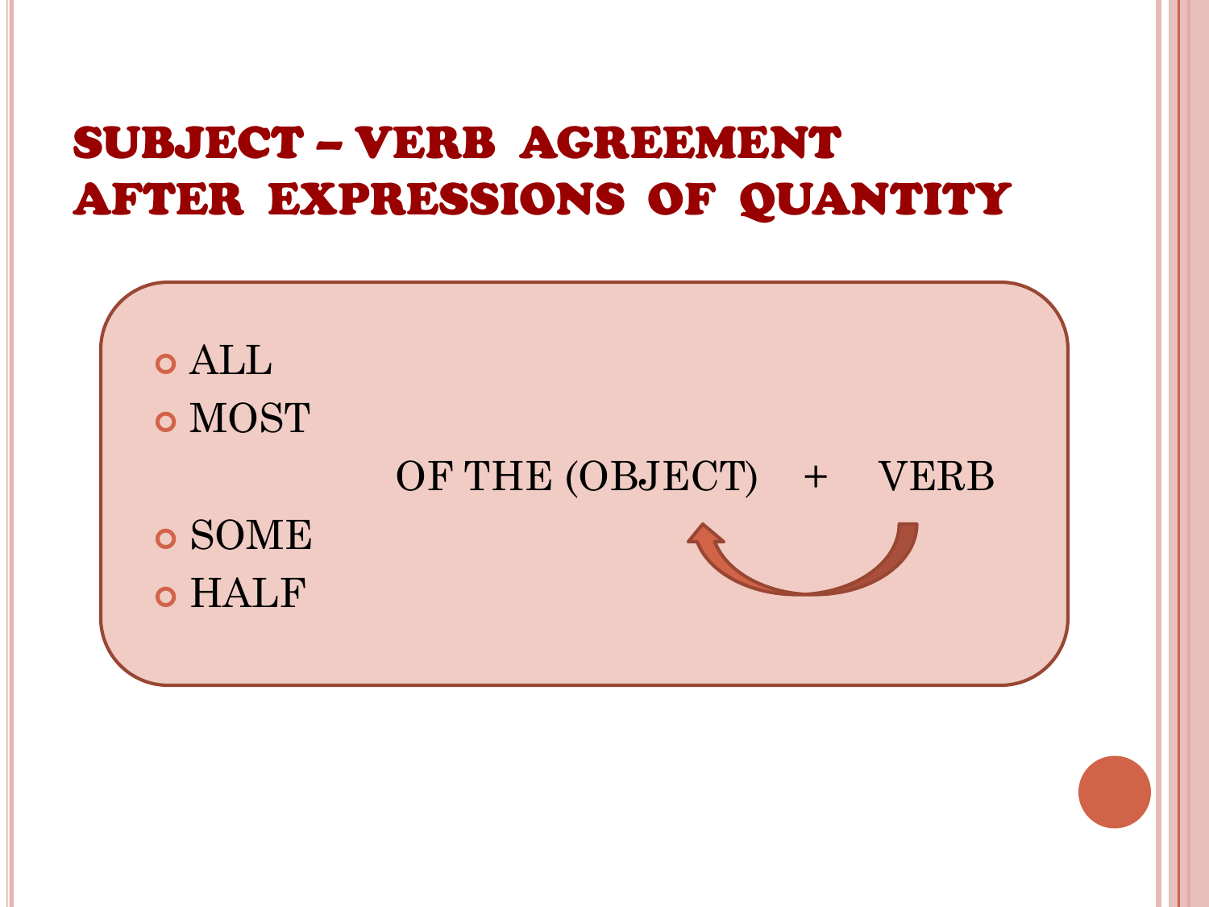# SUBJECT – VERB AGREEMENT AFTER EXPRESSIONS OF QUANTITY

- ALL
- MOST

OF THE (OBJECT) + VERB

- SOME
- HALF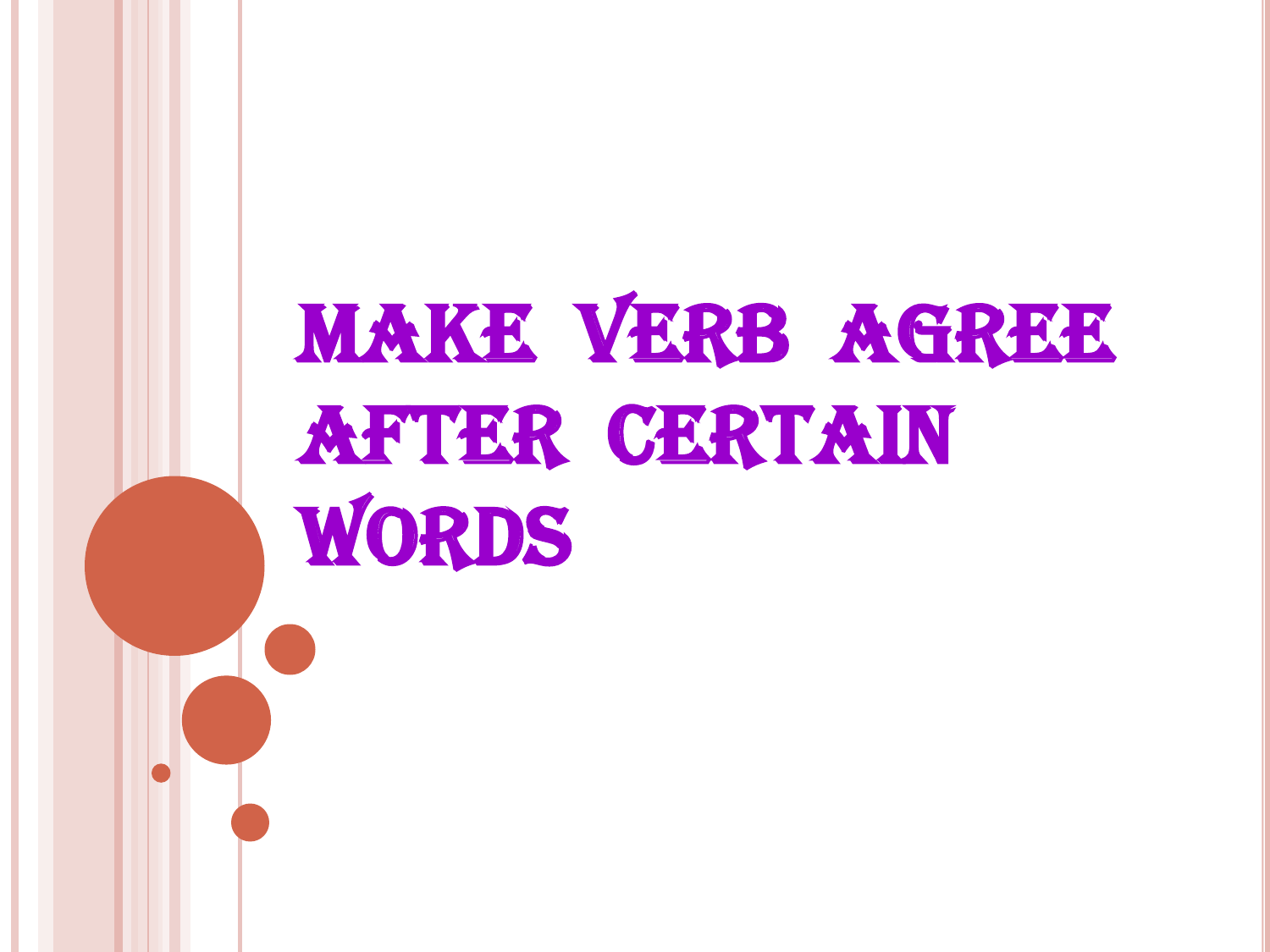# MAKE VERB AGREE AFTER CERTAIN WORDS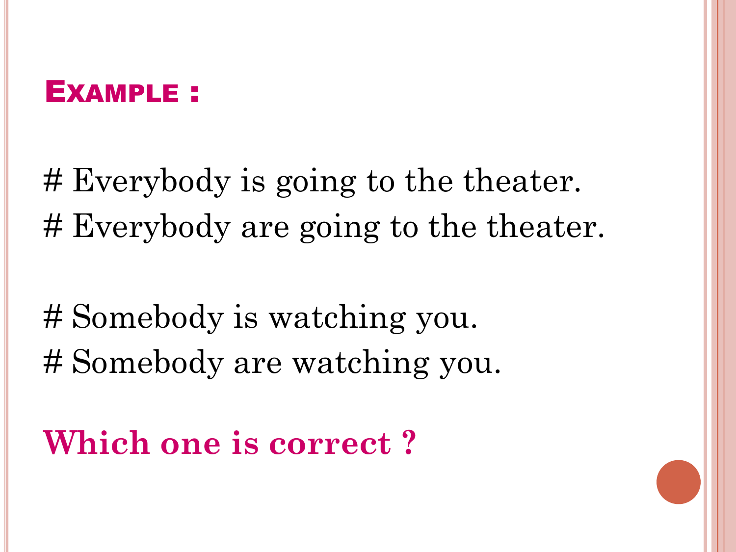## Example :

# Everybody is going to the theater.
# Everybody are going to the theater.

# Somebody is watching you.
# Somebody are watching you.

**Which one is correct ?**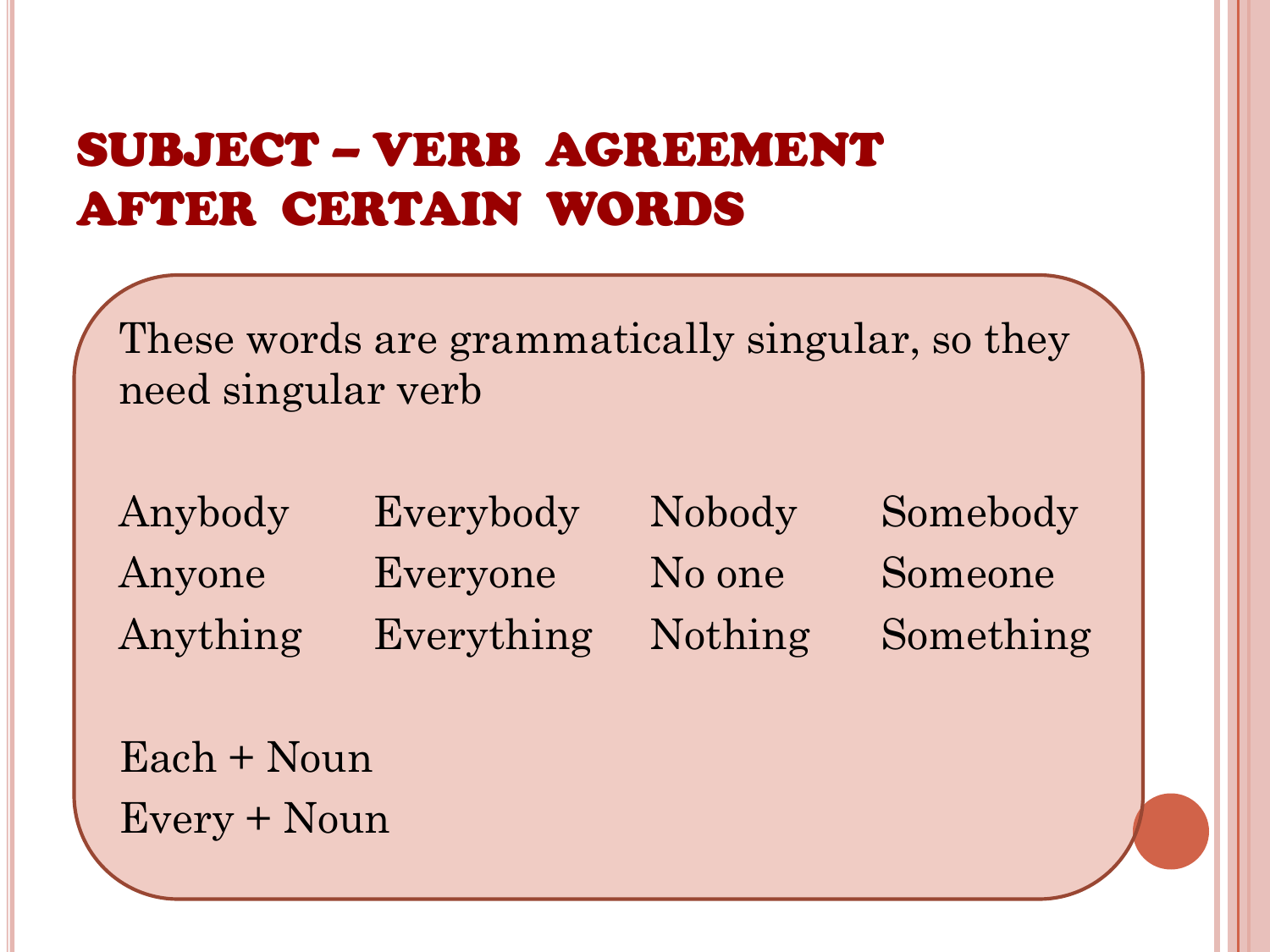# SUBJECT – VERB AGREEMENT AFTER CERTAIN WORDS

These words are grammatically singular, so they need singular verb

| | | | |
|---|---|---|---|
| Anybody | Everybody | Nobody | Somebody |
| Anyone | Everyone | No one | Someone |
| Anything | Everything | Nothing | Something |

Each + Noun

Every + Noun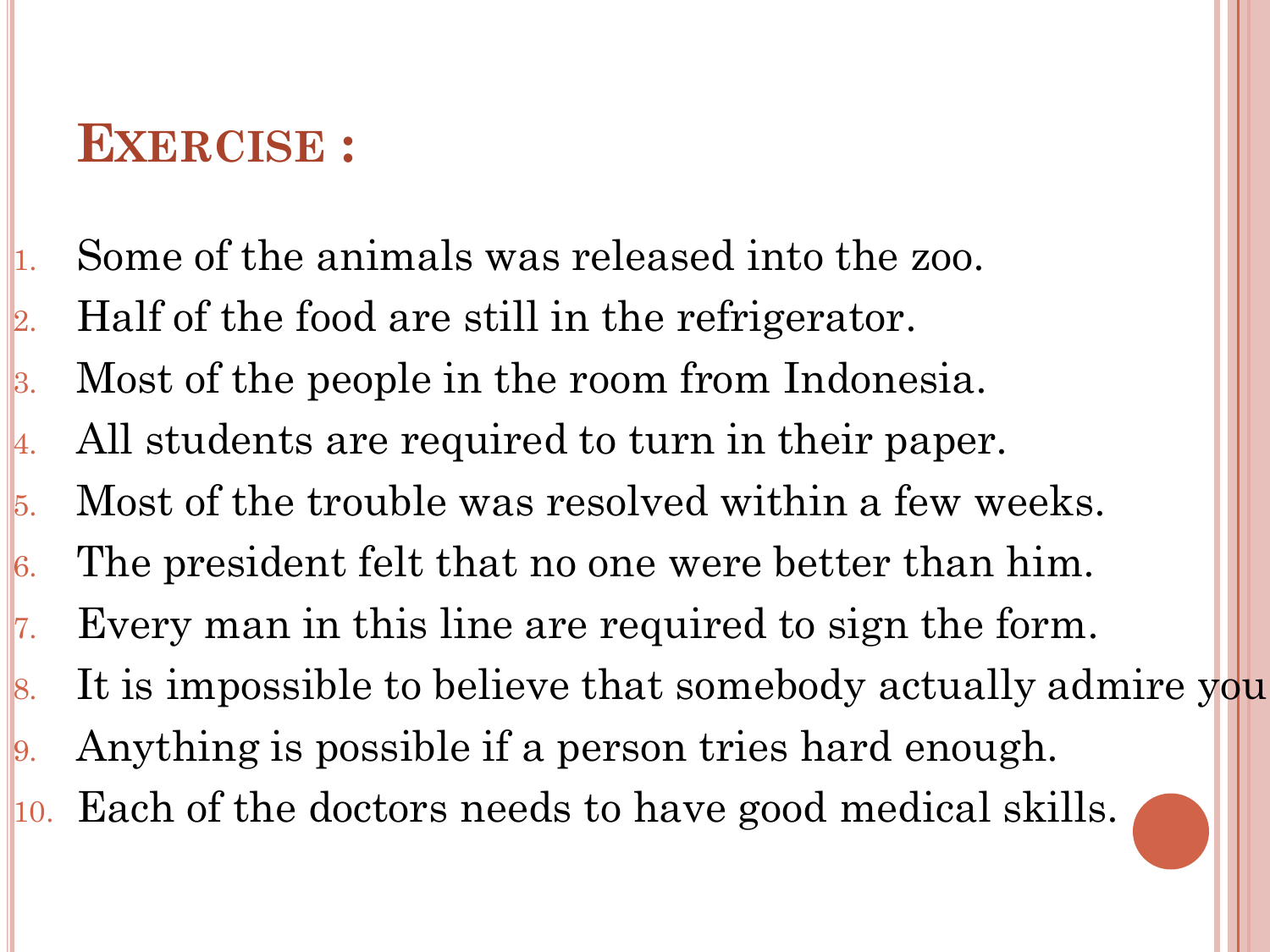## EXERCISE :

1. Some of the animals was released into the zoo.
2. Half of the food are still in the refrigerator.
3. Most of the people in the room from Indonesia.
4. All students are required to turn in their paper.
5. Most of the trouble was resolved within a few weeks.
6. The president felt that no one were better than him.
7. Every man in this line are required to sign the form.
8. It is impossible to believe that somebody actually admire you
9. Anything is possible if a person tries hard enough.
10. Each of the doctors needs to have good medical skills.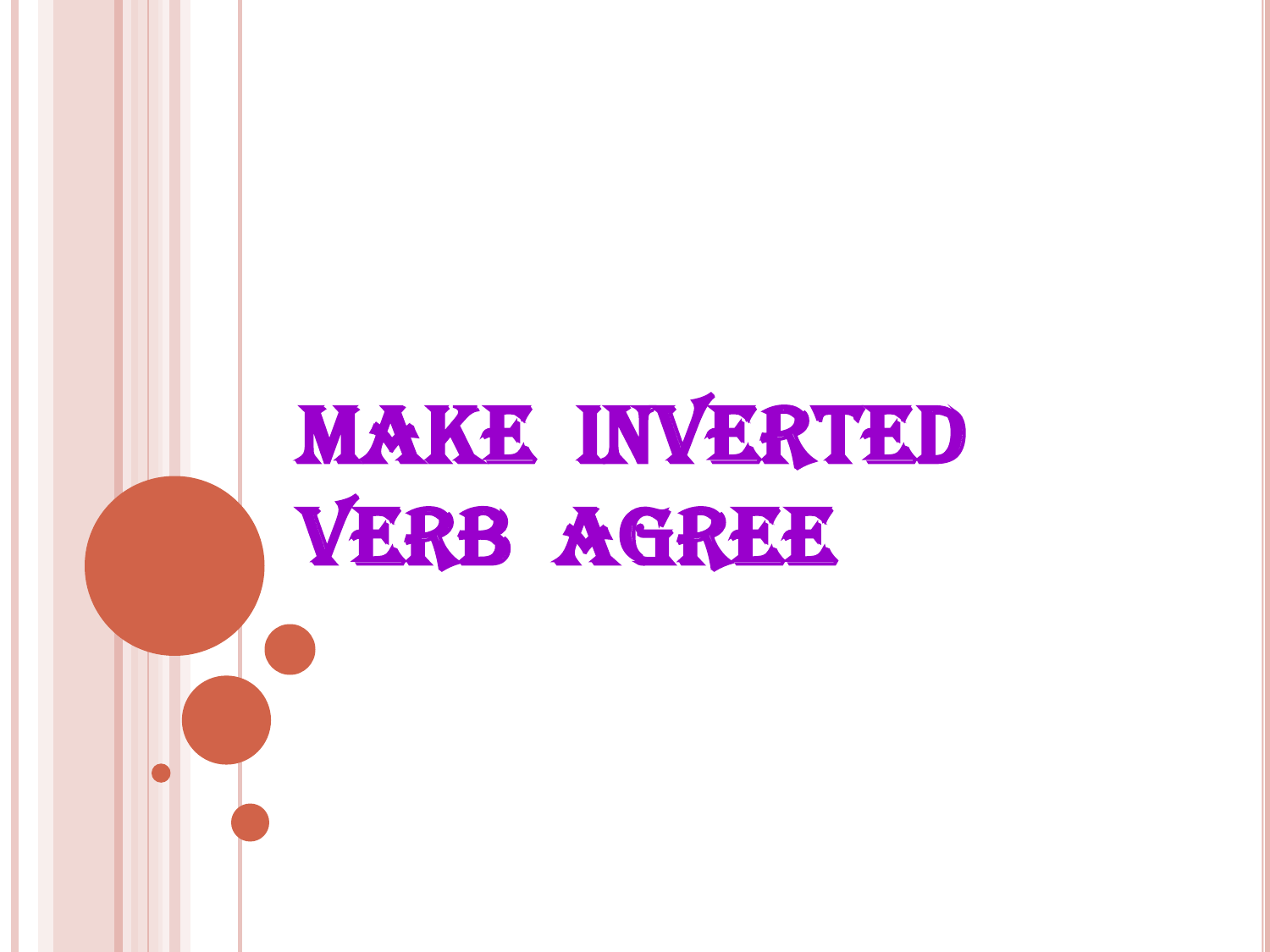# MAKE INVERTED VERB AGREE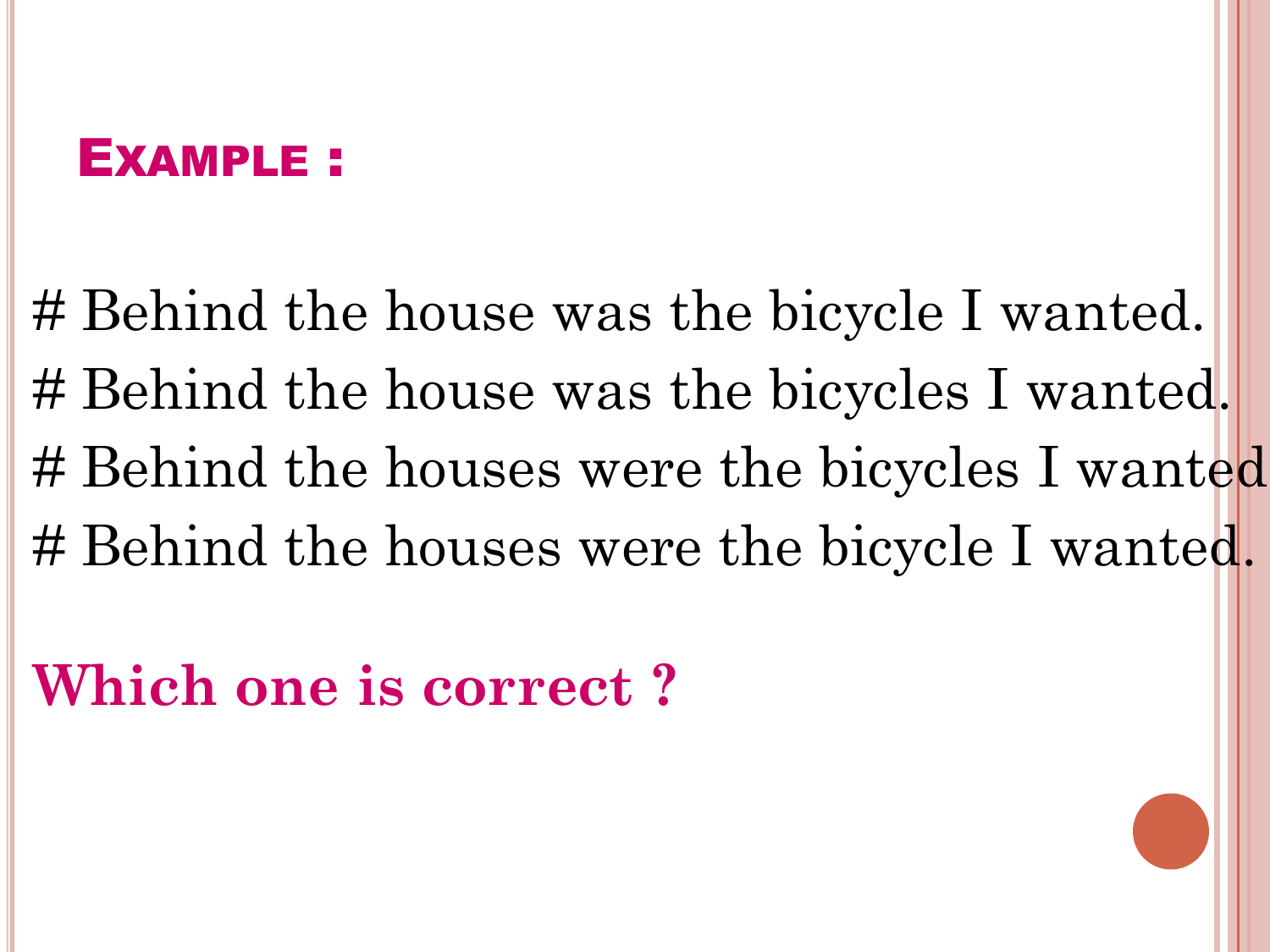## Example :

# Behind the house was the bicycle I wanted.
# Behind the house was the bicycles I wanted.
# Behind the houses were the bicycles I wanted
# Behind the houses were the bicycle I wanted.

**Which one is correct ?**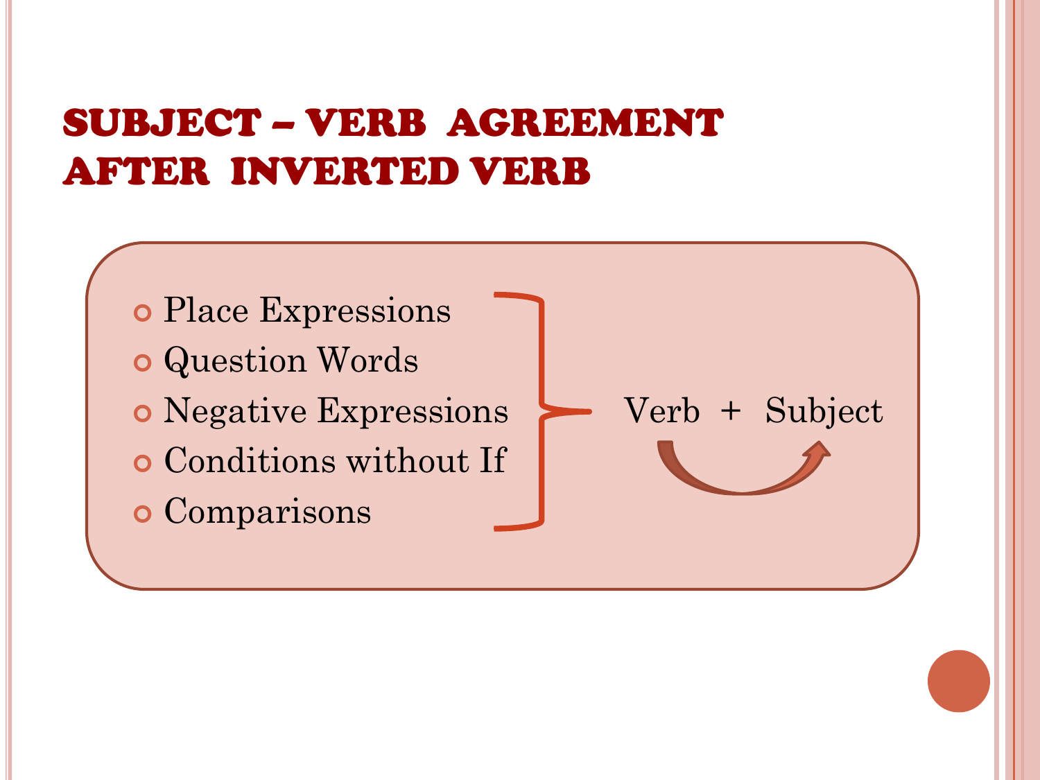# SUBJECT – VERB AGREEMENT AFTER INVERTED VERB

- Place Expressions
- Question Words
- Negative Expressions
- Conditions without If
- Comparisons

Verb + Subject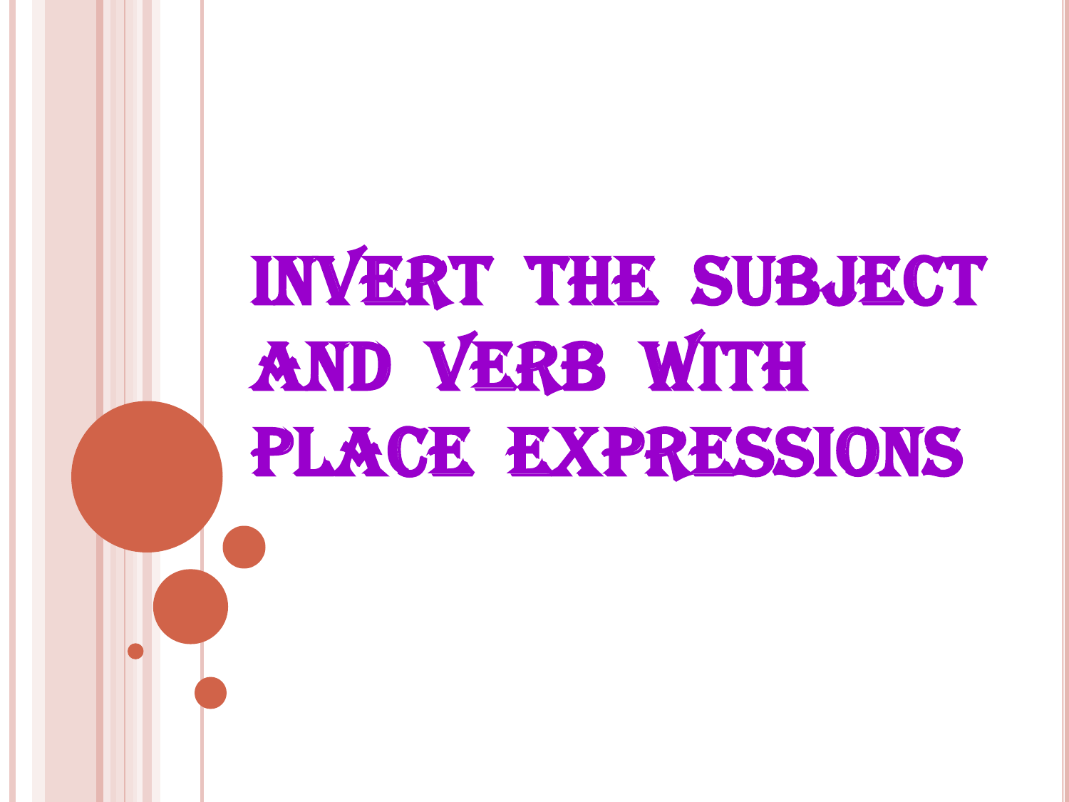# INVERT THE SUBJECT AND VERB WITH PLACE EXPRESSIONS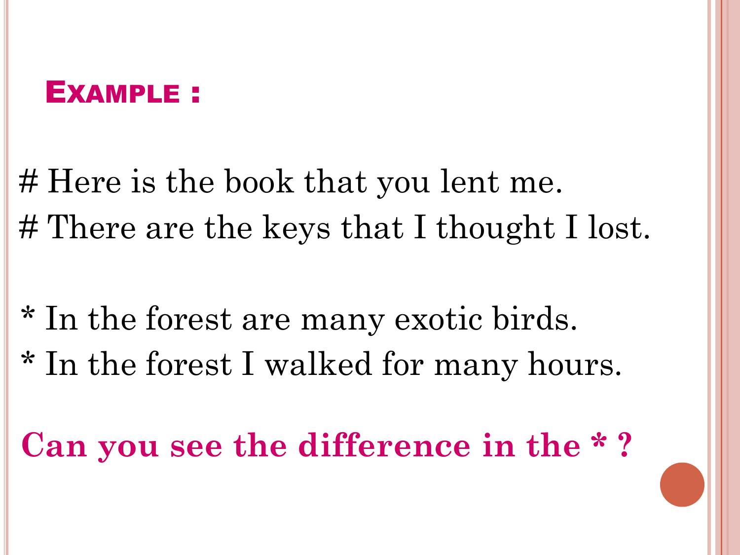## EXAMPLE :

# Here is the book that you lent me.
# There are the keys that I thought I lost.

* In the forest are many exotic birds.
* In the forest I walked for many hours.

**Can you see the difference in the * ?**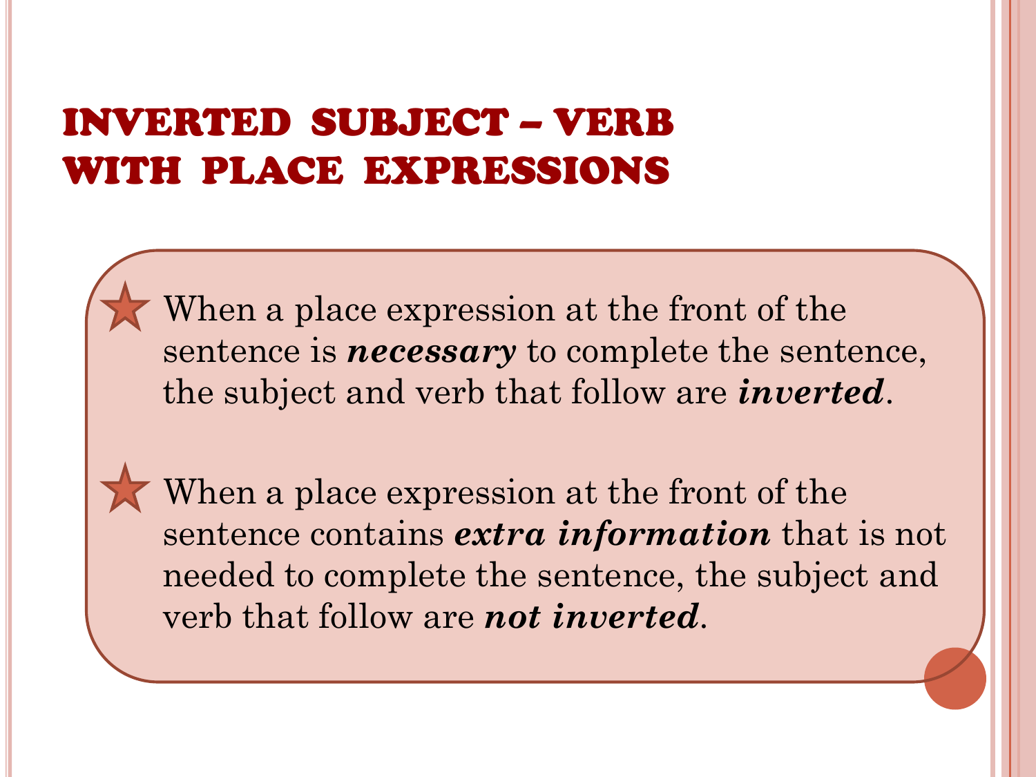# INVERTED SUBJECT – VERB WITH PLACE EXPRESSIONS

- When a place expression at the front of the sentence is ***necessary*** to complete the sentence, the subject and verb that follow are ***inverted***.

- When a place expression at the front of the sentence contains ***extra information*** that is not needed to complete the sentence, the subject and verb that follow are ***not inverted***.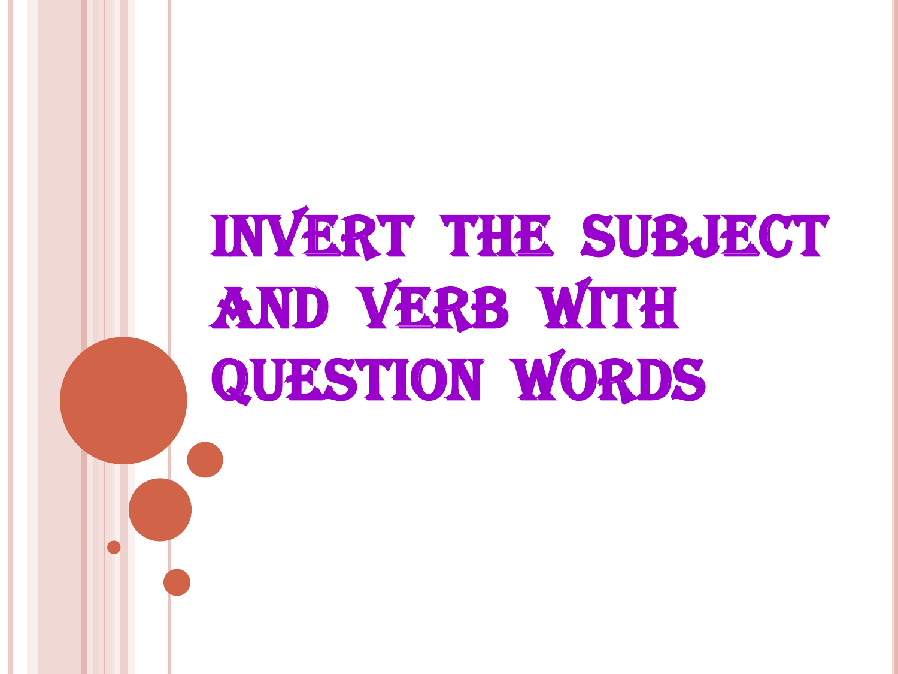# INVERT THE SUBJECT AND VERB WITH QUESTION WORDS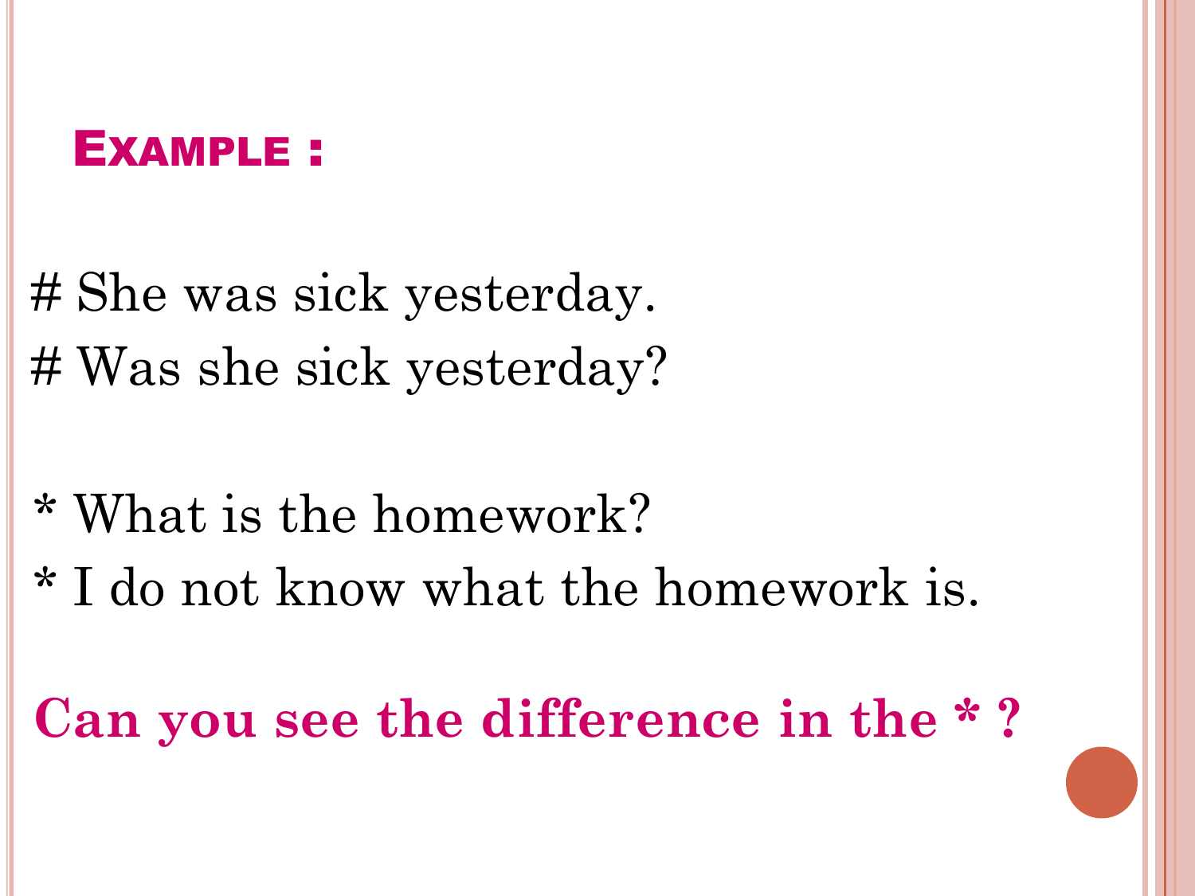## EXAMPLE :

# She was sick yesterday.
# Was she sick yesterday?

* What is the homework?
* I do not know what the homework is.

**Can you see the difference in the * ?**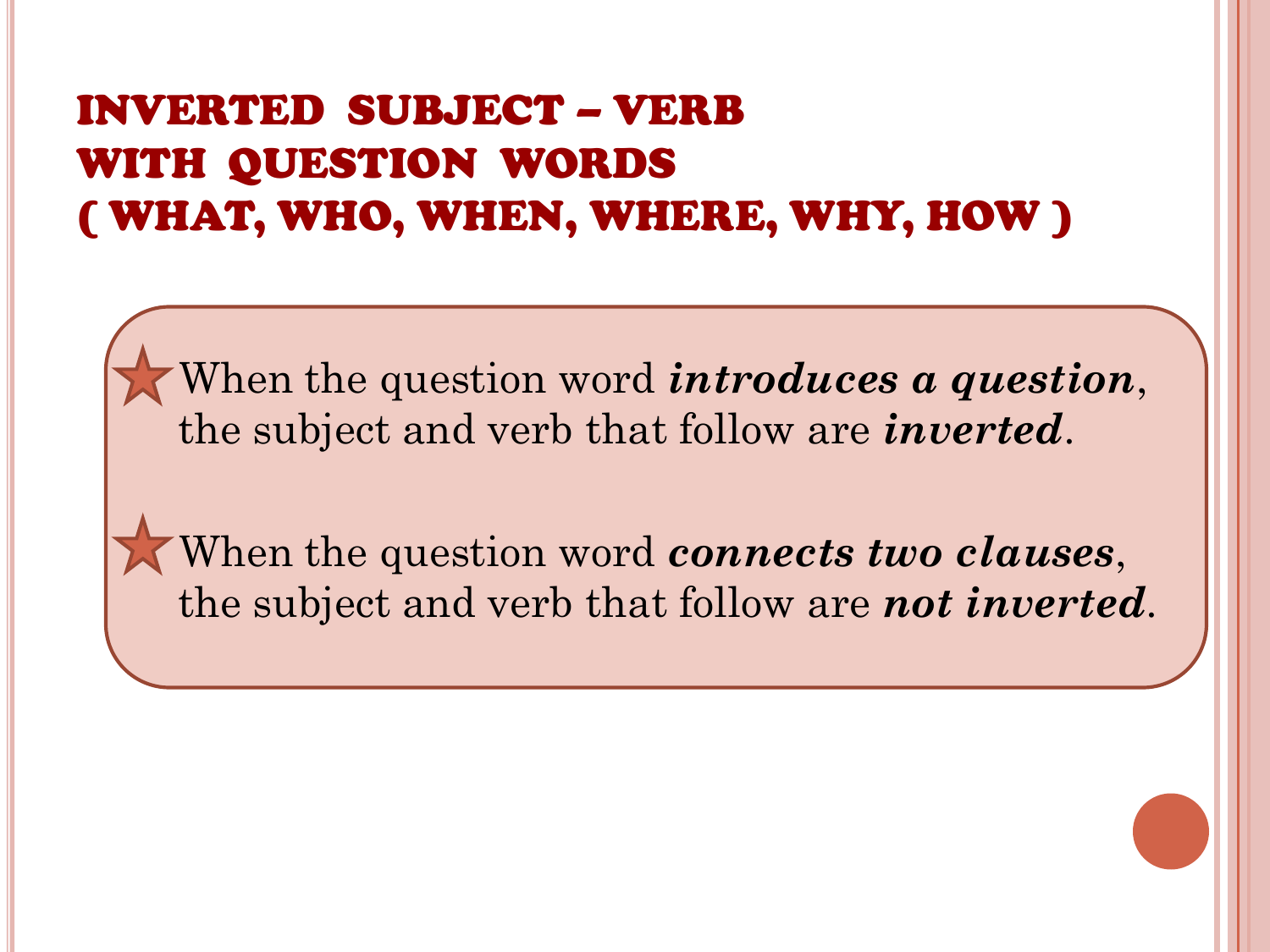# INVERTED SUBJECT – VERB WITH QUESTION WORDS ( WHAT, WHO, WHEN, WHERE, WHY, HOW )

- When the question word ***introduces a question***, the subject and verb that follow are ***inverted***.
- When the question word ***connects two clauses***, the subject and verb that follow are ***not inverted***.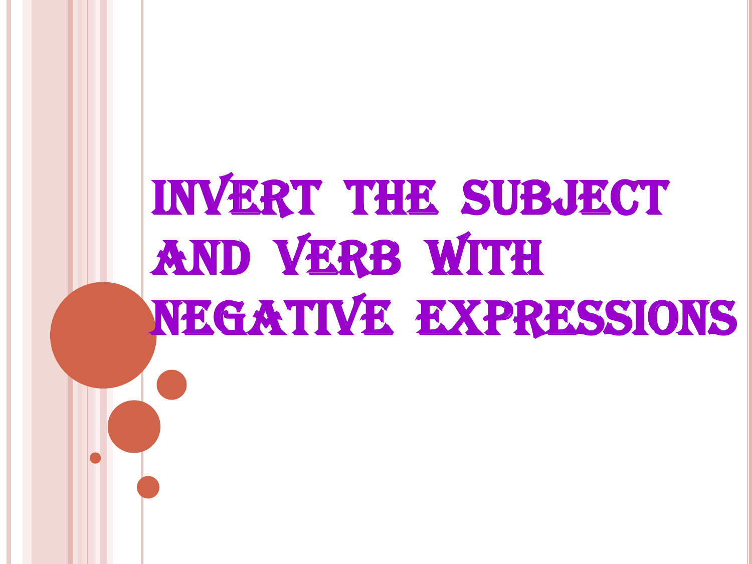# Invert the subject and verb with negative expressions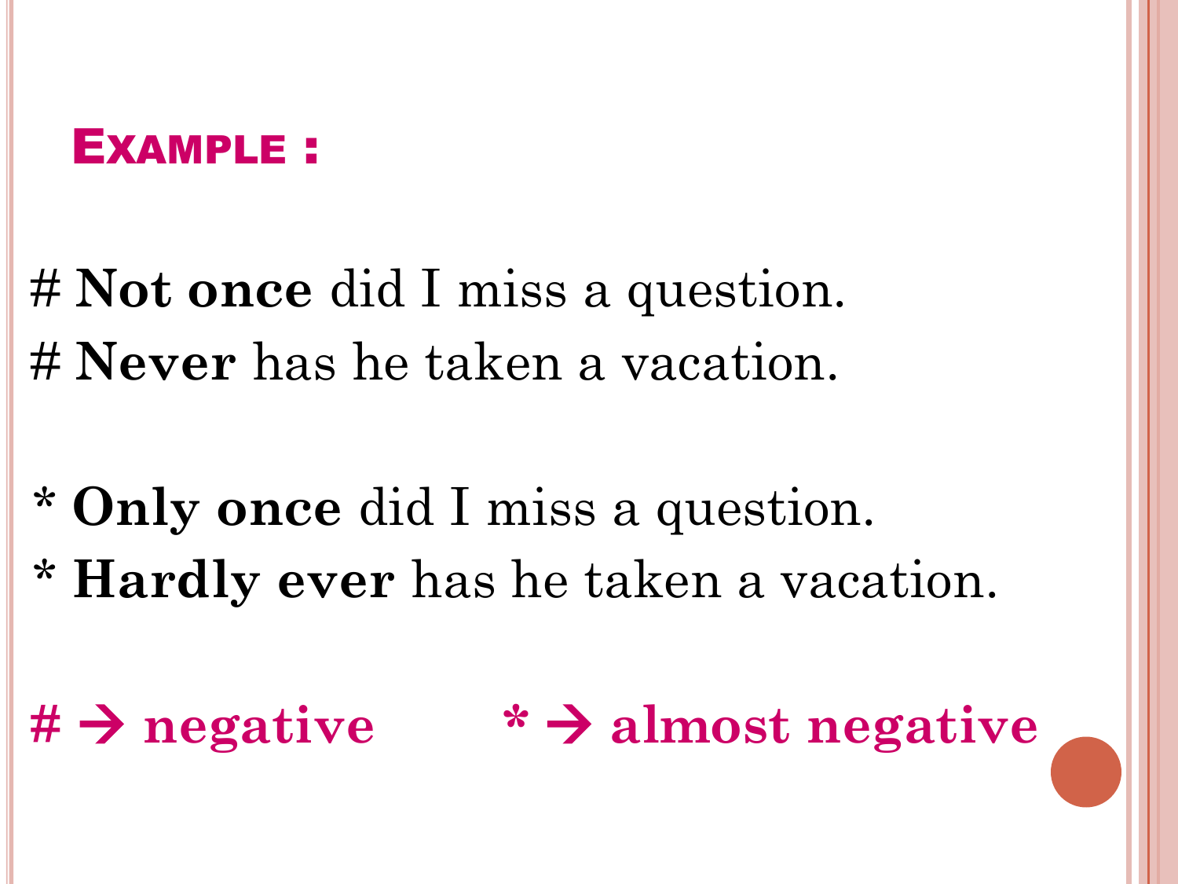## EXAMPLE :

# **Not once** did I miss a question.
# **Never** has he taken a vacation.

* **Only once** did I miss a question.
* **Hardly ever** has he taken a vacation.

**# → negative** **\* → almost negative**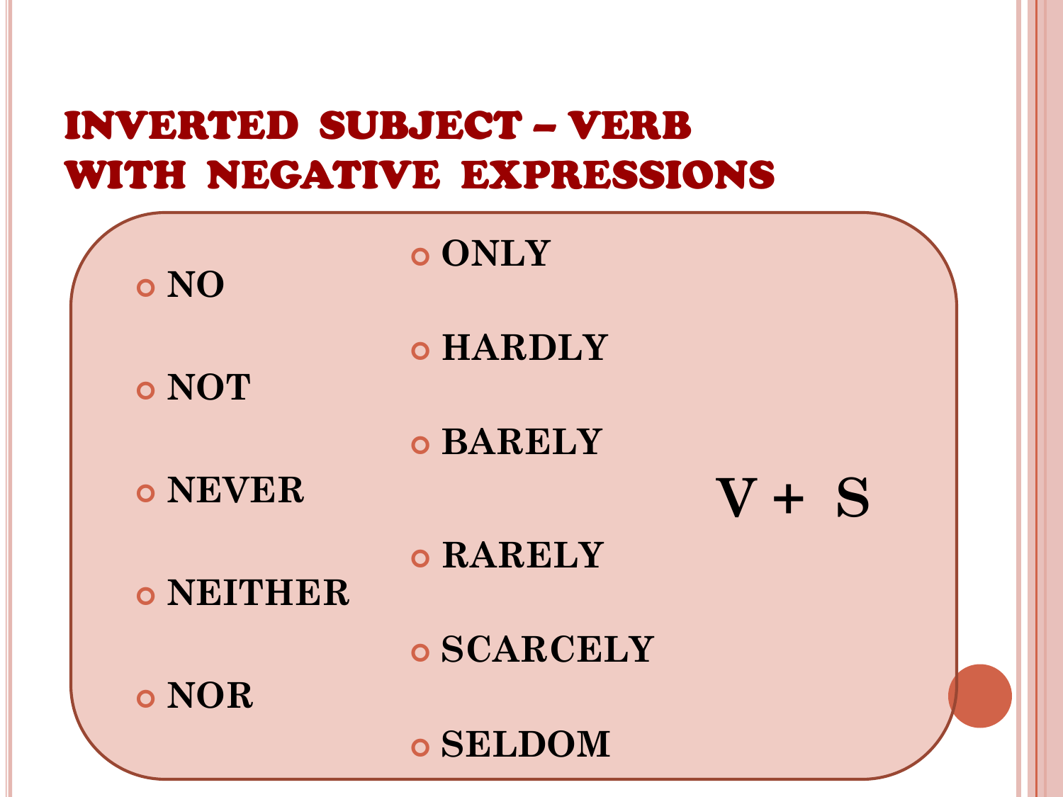# INVERTED SUBJECT – VERB WITH NEGATIVE EXPRESSIONS

- NO
- NOT
- NEVER
- NEITHER
- NOR

- ONLY
- HARDLY
- BARELY
- RARELY
- SCARCELY
- SELDOM

**V + S**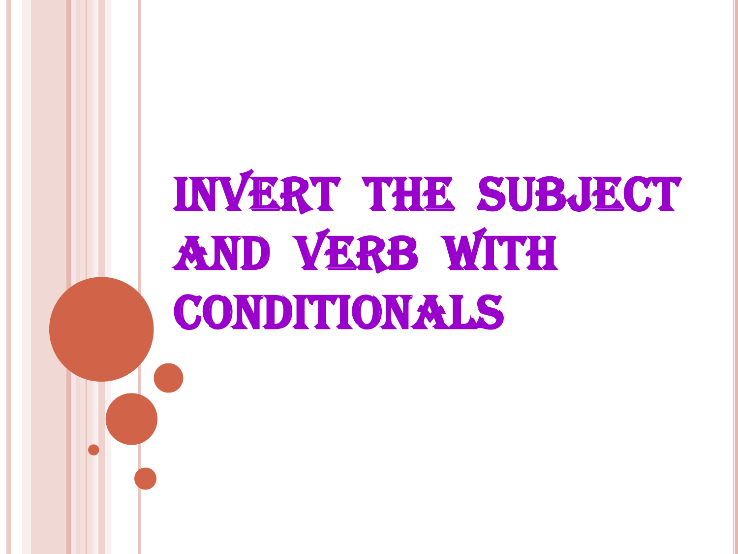# INVERT THE SUBJECT AND VERB WITH CONDITIONALS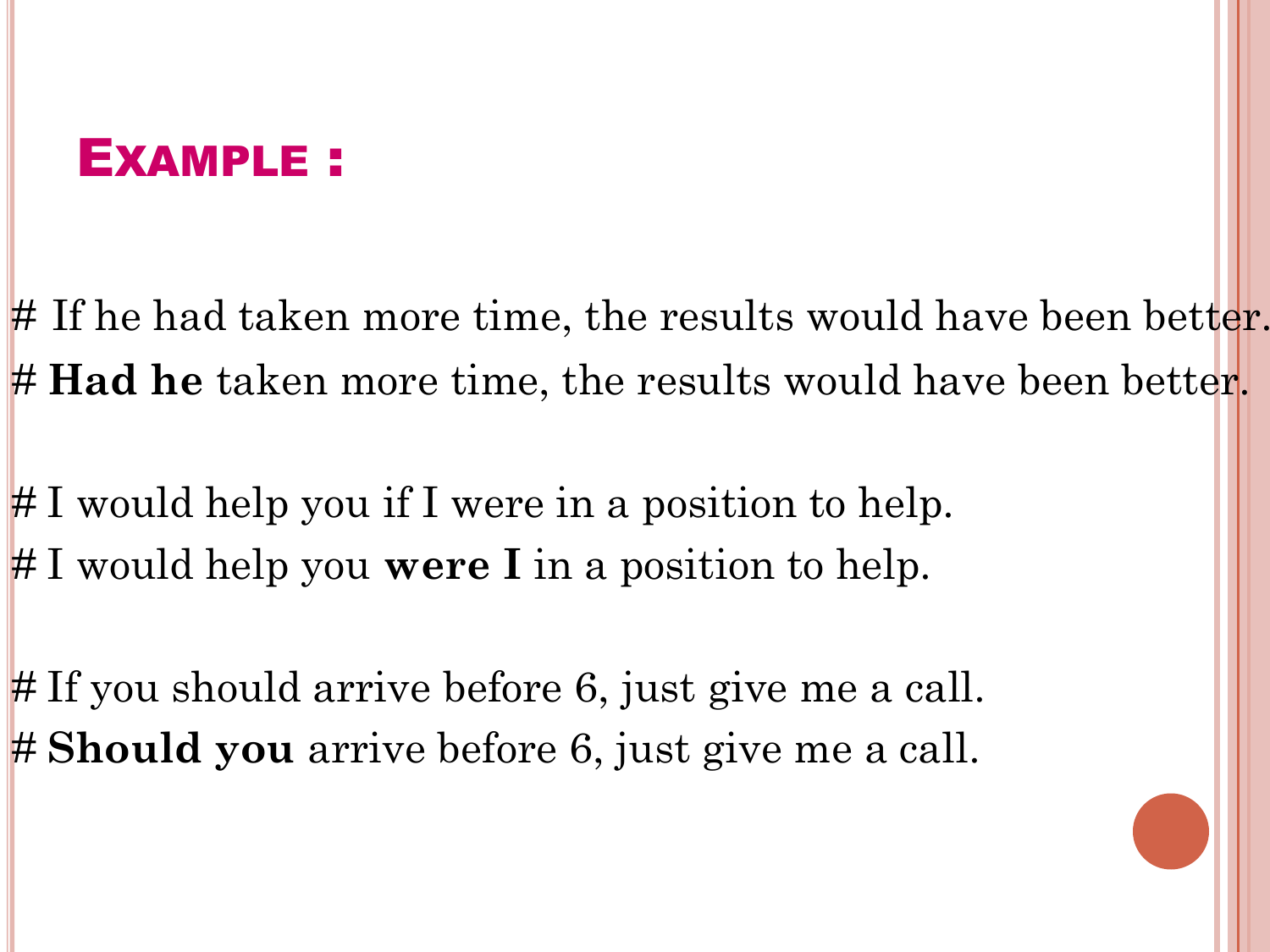## Example :

# If he had taken more time, the results would have been better.
# **Had he** taken more time, the results would have been better.

# I would help you if I were in a position to help.
# I would help you **were I** in a position to help.

# If you should arrive before 6, just give me a call.
# **Should you** arrive before 6, just give me a call.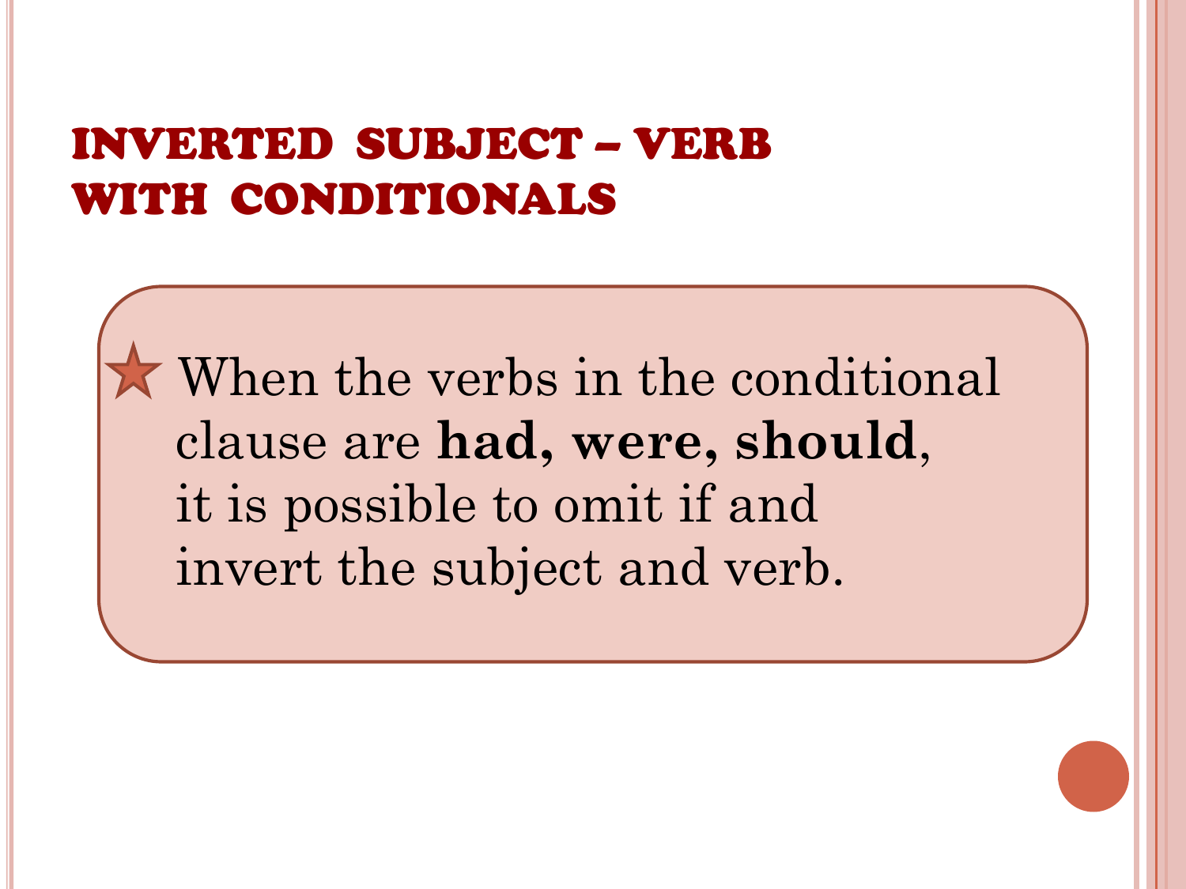# INVERTED SUBJECT – VERB WITH CONDITIONALS

- When the verbs in the conditional clause are **had, were, should**, it is possible to omit if and invert the subject and verb.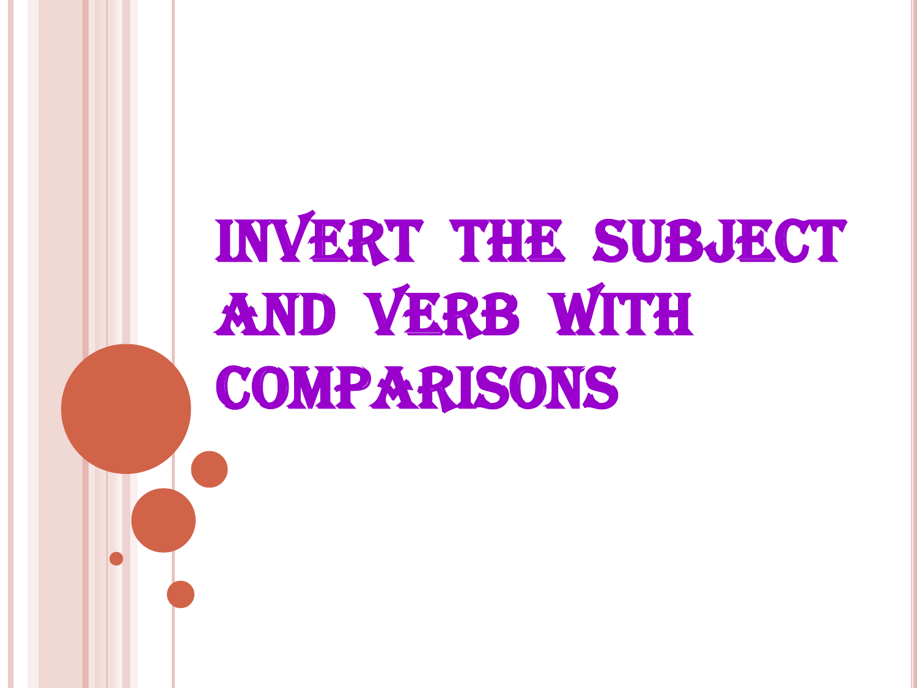# Invert the subject and verb with comparisons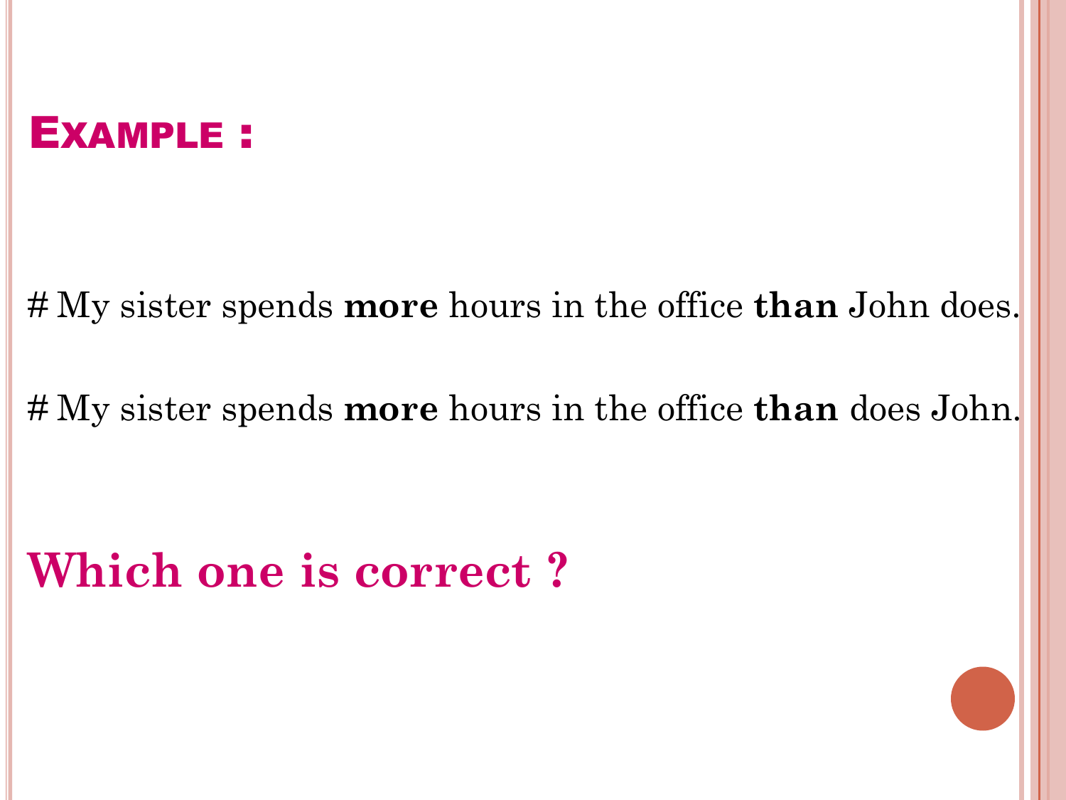## EXAMPLE :

# My sister spends **more** hours in the office **than** John does.

# My sister spends **more** hours in the office **than** does John.

**Which one is correct ?**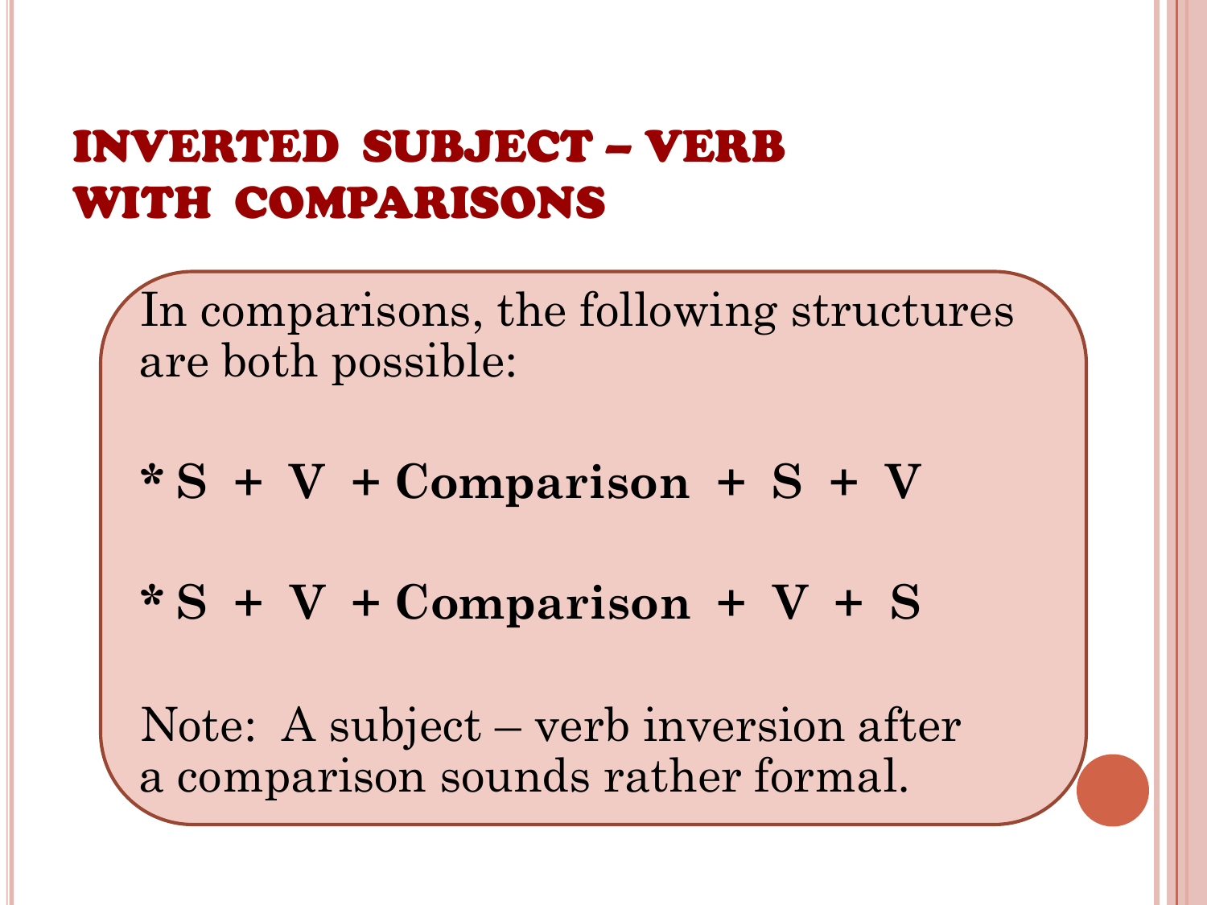# INVERTED SUBJECT – VERB WITH COMPARISONS

In comparisons, the following structures are both possible:

**\* S + V + Comparison + S + V**

**\* S + V + Comparison + V + S**

Note: A subject – verb inversion after a comparison sounds rather formal.